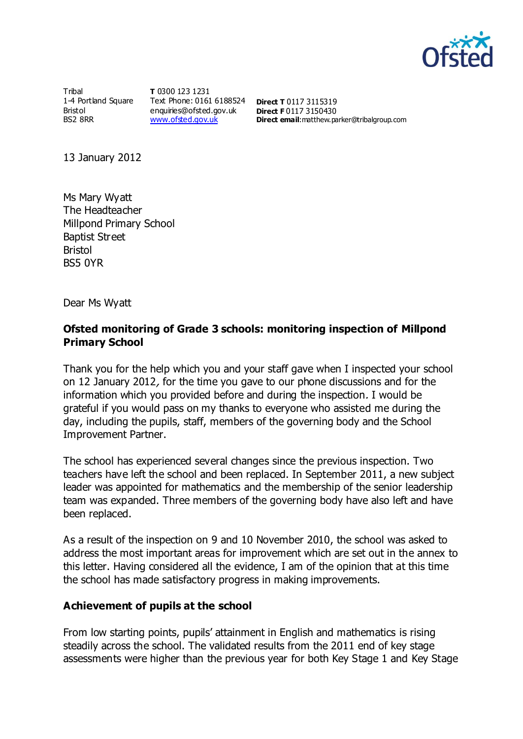Tribal
1-4 Portland Square
Bristol
BS2 8RR

**T** 0300 123 1231
Text Phone: 0161 6188524
enquiries@ofsted.gov.uk
www.ofsted.gov.uk

**Direct T** 0117 3115319
**Direct F** 0117 3150430
**Direct email**:matthew.parker@tribalgroup.com

13 January 2012

Ms Mary Wyatt
The Headteacher
Millpond Primary School
Baptist Street
Bristol
BS5 0YR

Dear Ms Wyatt

**Ofsted monitoring of Grade 3 schools: monitoring inspection of Millpond Primary School**

Thank you for the help which you and your staff gave when I inspected your school on 12 January 2012, for the time you gave to our phone discussions and for the information which you provided before and during the inspection. I would be grateful if you would pass on my thanks to everyone who assisted me during the day, including the pupils, staff, members of the governing body and the School Improvement Partner.

The school has experienced several changes since the previous inspection. Two teachers have left the school and been replaced. In September 2011, a new subject leader was appointed for mathematics and the membership of the senior leadership team was expanded. Three members of the governing body have also left and have been replaced.

As a result of the inspection on 9 and 10 November 2010, the school was asked to address the most important areas for improvement which are set out in the annex to this letter. Having considered all the evidence, I am of the opinion that at this time the school has made satisfactory progress in making improvements.

**Achievement of pupils at the school**

From low starting points, pupils' attainment in English and mathematics is rising steadily across the school. The validated results from the 2011 end of key stage assessments were higher than the previous year for both Key Stage 1 and Key Stage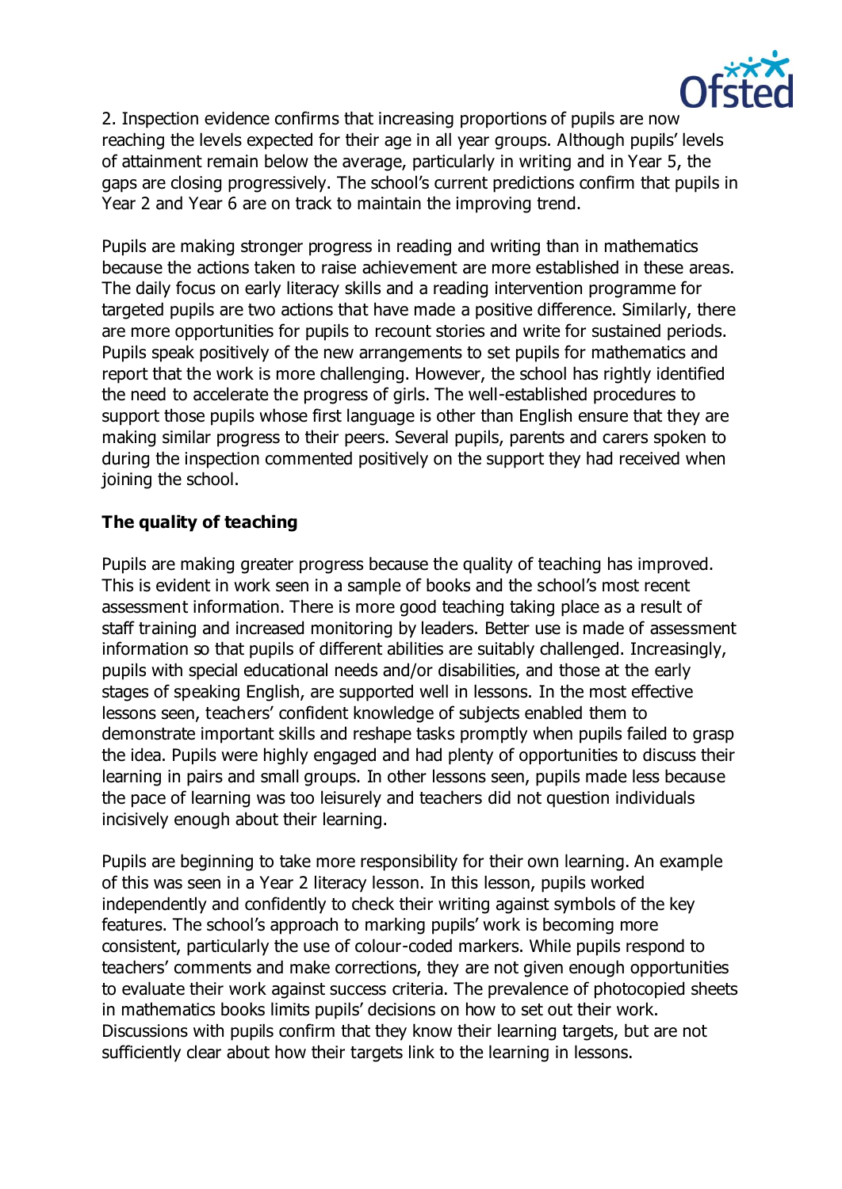2. Inspection evidence confirms that increasing proportions of pupils are now reaching the levels expected for their age in all year groups. Although pupils' levels of attainment remain below the average, particularly in writing and in Year 5, the gaps are closing progressively. The school's current predictions confirm that pupils in Year 2 and Year 6 are on track to maintain the improving trend.

Pupils are making stronger progress in reading and writing than in mathematics because the actions taken to raise achievement are more established in these areas. The daily focus on early literacy skills and a reading intervention programme for targeted pupils are two actions that have made a positive difference. Similarly, there are more opportunities for pupils to recount stories and write for sustained periods. Pupils speak positively of the new arrangements to set pupils for mathematics and report that the work is more challenging. However, the school has rightly identified the need to accelerate the progress of girls. The well-established procedures to support those pupils whose first language is other than English ensure that they are making similar progress to their peers. Several pupils, parents and carers spoken to during the inspection commented positively on the support they had received when joining the school.

**The quality of teaching**

Pupils are making greater progress because the quality of teaching has improved. This is evident in work seen in a sample of books and the school's most recent assessment information. There is more good teaching taking place as a result of staff training and increased monitoring by leaders. Better use is made of assessment information so that pupils of different abilities are suitably challenged. Increasingly, pupils with special educational needs and/or disabilities, and those at the early stages of speaking English, are supported well in lessons. In the most effective lessons seen, teachers' confident knowledge of subjects enabled them to demonstrate important skills and reshape tasks promptly when pupils failed to grasp the idea. Pupils were highly engaged and had plenty of opportunities to discuss their learning in pairs and small groups. In other lessons seen, pupils made less because the pace of learning was too leisurely and teachers did not question individuals incisively enough about their learning.

Pupils are beginning to take more responsibility for their own learning. An example of this was seen in a Year 2 literacy lesson. In this lesson, pupils worked independently and confidently to check their writing against symbols of the key features. The school's approach to marking pupils' work is becoming more consistent, particularly the use of colour-coded markers. While pupils respond to teachers' comments and make corrections, they are not given enough opportunities to evaluate their work against success criteria. The prevalence of photocopied sheets in mathematics books limits pupils' decisions on how to set out their work. Discussions with pupils confirm that they know their learning targets, but are not sufficiently clear about how their targets link to the learning in lessons.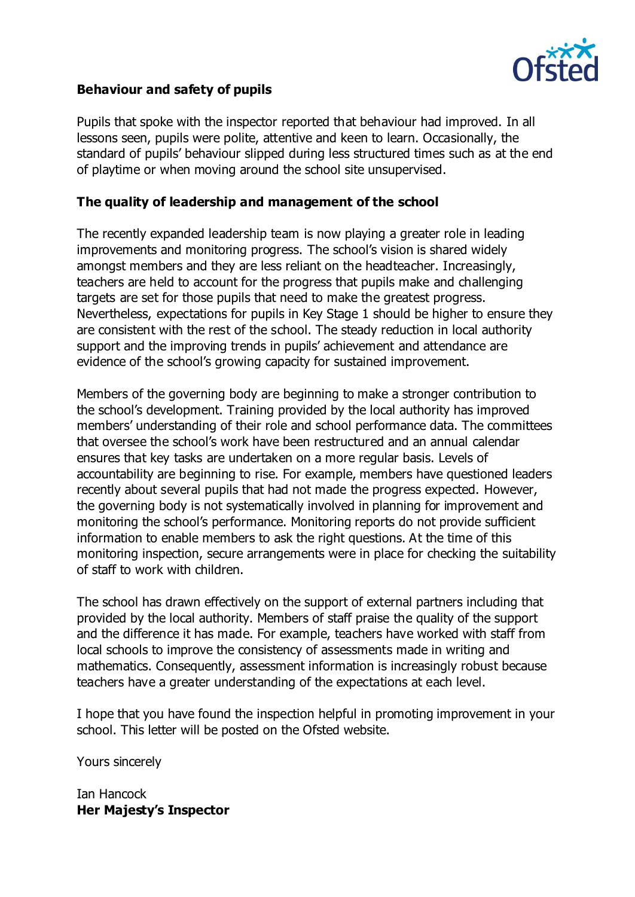## Behaviour and safety of pupils

Pupils that spoke with the inspector reported that behaviour had improved. In all lessons seen, pupils were polite, attentive and keen to learn. Occasionally, the standard of pupils' behaviour slipped during less structured times such as at the end of playtime or when moving around the school site unsupervised.

## The quality of leadership and management of the school

The recently expanded leadership team is now playing a greater role in leading improvements and monitoring progress. The school's vision is shared widely amongst members and they are less reliant on the headteacher. Increasingly, teachers are held to account for the progress that pupils make and challenging targets are set for those pupils that need to make the greatest progress. Nevertheless, expectations for pupils in Key Stage 1 should be higher to ensure they are consistent with the rest of the school. The steady reduction in local authority support and the improving trends in pupils' achievement and attendance are evidence of the school's growing capacity for sustained improvement.

Members of the governing body are beginning to make a stronger contribution to the school's development. Training provided by the local authority has improved members' understanding of their role and school performance data. The committees that oversee the school's work have been restructured and an annual calendar ensures that key tasks are undertaken on a more regular basis. Levels of accountability are beginning to rise. For example, members have questioned leaders recently about several pupils that had not made the progress expected. However, the governing body is not systematically involved in planning for improvement and monitoring the school's performance. Monitoring reports do not provide sufficient information to enable members to ask the right questions. At the time of this monitoring inspection, secure arrangements were in place for checking the suitability of staff to work with children.

The school has drawn effectively on the support of external partners including that provided by the local authority. Members of staff praise the quality of the support and the difference it has made. For example, teachers have worked with staff from local schools to improve the consistency of assessments made in writing and mathematics. Consequently, assessment information is increasingly robust because teachers have a greater understanding of the expectations at each level.

I hope that you have found the inspection helpful in promoting improvement in your school. This letter will be posted on the Ofsted website.

Yours sincerely

Ian Hancock
**Her Majesty's Inspector**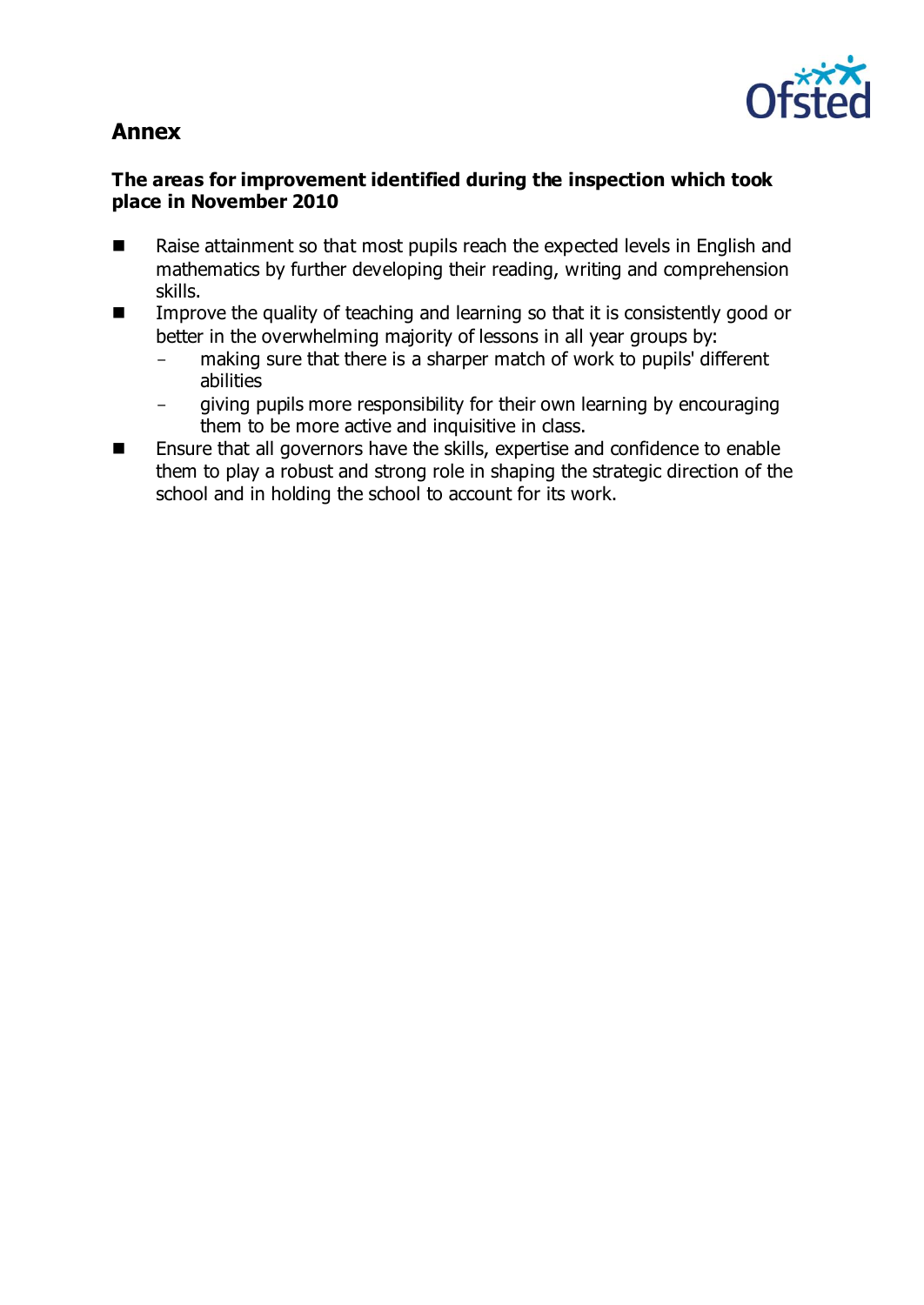## Annex

**The areas for improvement identified during the inspection which took place in November 2010**

- Raise attainment so that most pupils reach the expected levels in English and mathematics by further developing their reading, writing and comprehension skills.
- Improve the quality of teaching and learning so that it is consistently good or better in the overwhelming majority of lessons in all year groups by:
  - making sure that there is a sharper match of work to pupils' different abilities
  - giving pupils more responsibility for their own learning by encouraging them to be more active and inquisitive in class.
- Ensure that all governors have the skills, expertise and confidence to enable them to play a robust and strong role in shaping the strategic direction of the school and in holding the school to account for its work.